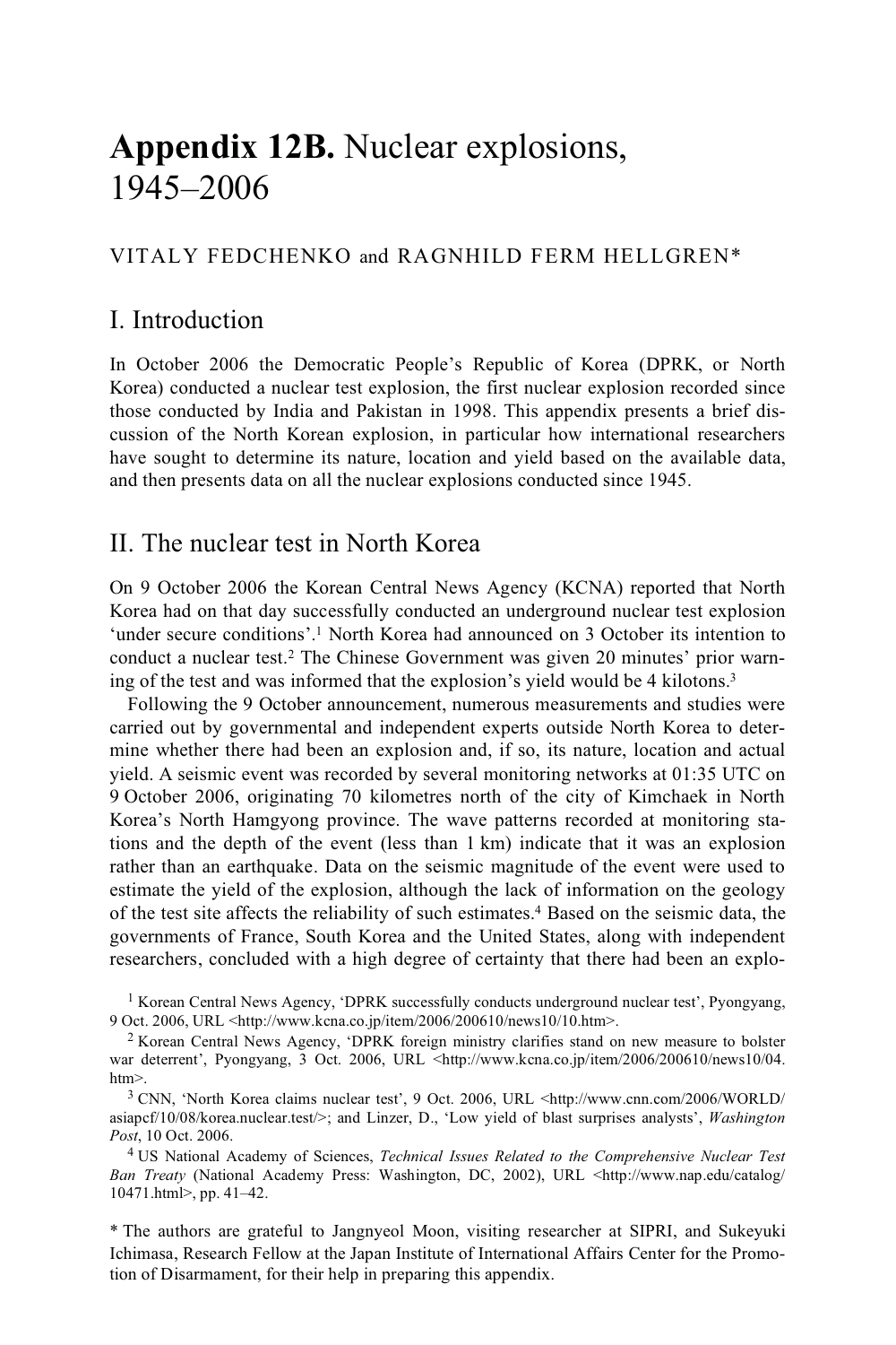# **Appendix 12B.** Nuclear explosions, 1945–2006

VITALY FEDCHENKO and RAGNHILD FERM HELLGREN*

## I. Introduction

In October 2006 the Democratic People's Republic of Korea (DPRK, or North Korea) conducted a nuclear test explosion, the first nuclear explosion recorded since those conducted by India and Pakistan in 1998. This appendix presents a brief discussion of the North Korean explosion, in particular how international researchers have sought to determine its nature, location and yield based on the available data, and then presents data on all the nuclear explosions conducted since 1945.

## II. The nuclear test in North Korea

On 9 October 2006 the Korean Central News Agency (KCNA) reported that North Korea had on that day successfully conducted an underground nuclear test explosion 'under secure conditions'.[1] North Korea had announced on 3 October its intention to conduct a nuclear test.[2] The Chinese Government was given 20 minutes' prior warning of the test and was informed that the explosion's yield would be 4 kilotons.[3]

Following the 9 October announcement, numerous measurements and studies were carried out by governmental and independent experts outside North Korea to determine whether there had been an explosion and, if so, its nature, location and actual yield. A seismic event was recorded by several monitoring networks at 01:35 UTC on 9 October 2006, originating 70 kilometres north of the city of Kimchaek in North Korea's North Hamgyong province. The wave patterns recorded at monitoring stations and the depth of the event (less than 1 km) indicate that it was an explosion rather than an earthquake. Data on the seismic magnitude of the event were used to estimate the yield of the explosion, although the lack of information on the geology of the test site affects the reliability of such estimates.[4] Based on the seismic data, the governments of France, South Korea and the United States, along with independent researchers, concluded with a high degree of certainty that there had been an explo-

[1] Korean Central News Agency, 'DPRK successfully conducts underground nuclear test', Pyongyang, 9 Oct. 2006, URL <http://www.kcna.co.jp/item/2006/200610/news10/10.htm>.

[2] Korean Central News Agency, 'DPRK foreign ministry clarifies stand on new measure to bolster war deterrent', Pyongyang, 3 Oct. 2006, URL <http://www.kcna.co.jp/item/2006/200610/news10/04.htm>.

[3] CNN, 'North Korea claims nuclear test', 9 Oct. 2006, URL <http://www.cnn.com/2006/WORLD/asiapcf/10/08/korea.nuclear.test/>; and Linzer, D., 'Low yield of blast surprises analysts', *Washington Post*, 10 Oct. 2006.

[4] US National Academy of Sciences, *Technical Issues Related to the Comprehensive Nuclear Test Ban Treaty* (National Academy Press: Washington, DC, 2002), URL <http://www.nap.edu/catalog/10471.html>, pp. 41–42.

* The authors are grateful to Jangnyeol Moon, visiting researcher at SIPRI, and Sukeyuki Ichimasa, Research Fellow at the Japan Institute of International Affairs Center for the Promotion of Disarmament, for their help in preparing this appendix.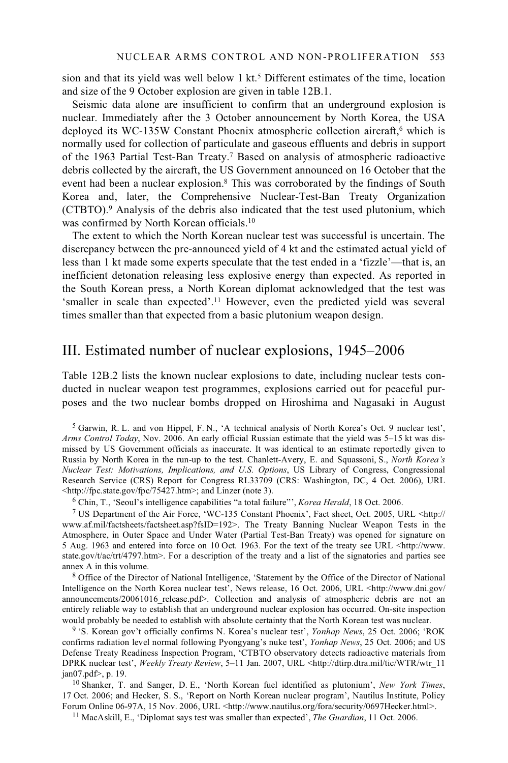sion and that its yield was well below 1 kt.[5] Different estimates of the time, location and size of the 9 October explosion are given in table 12B.1.

Seismic data alone are insufficient to confirm that an underground explosion is nuclear. Immediately after the 3 October announcement by North Korea, the USA deployed its WC-135W Constant Phoenix atmospheric collection aircraft,[6] which is normally used for collection of particulate and gaseous effluents and debris in support of the 1963 Partial Test-Ban Treaty.[7] Based on analysis of atmospheric radioactive debris collected by the aircraft, the US Government announced on 16 October that the event had been a nuclear explosion.[8] This was corroborated by the findings of South Korea and, later, the Comprehensive Nuclear-Test-Ban Treaty Organization (CTBTO).[9] Analysis of the debris also indicated that the test used plutonium, which was confirmed by North Korean officials.[10]

The extent to which the North Korean nuclear test was successful is uncertain. The discrepancy between the pre-announced yield of 4 kt and the estimated actual yield of less than 1 kt made some experts speculate that the test ended in a 'fizzle'—that is, an inefficient detonation releasing less explosive energy than expected. As reported in the South Korean press, a North Korean diplomat acknowledged that the test was 'smaller in scale than expected'.[11] However, even the predicted yield was several times smaller than that expected from a basic plutonium weapon design.

## III. Estimated number of nuclear explosions, 1945–2006

Table 12B.2 lists the known nuclear explosions to date, including nuclear tests conducted in nuclear weapon test programmes, explosions carried out for peaceful purposes and the two nuclear bombs dropped on Hiroshima and Nagasaki in August

---

[5] Garwin, R. L. and von Hippel, F. N., 'A technical analysis of North Korea's Oct. 9 nuclear test', *Arms Control Today*, Nov. 2006. An early official Russian estimate that the yield was 5–15 kt was dismissed by US Government officials as inaccurate. It was identical to an estimate reportedly given to Russia by North Korea in the run-up to the test. Chanlett-Avery, E. and Squassoni, S., *North Korea's Nuclear Test: Motivations, Implications, and U.S. Options*, US Library of Congress, Congressional Research Service (CRS) Report for Congress RL33709 (CRS: Washington, DC, 4 Oct. 2006), URL <http://fpc.state.gov/fpc/75427.htm>; and Linzer (note 3).

[6] Chin, T., 'Seoul's intelligence capabilities "a total failure"', *Korea Herald*, 18 Oct. 2006.

[7] US Department of the Air Force, 'WC-135 Constant Phoenix', Fact sheet, Oct. 2005, URL <http://www.af.mil/factsheets/factsheet.asp?fsID=192>. The Treaty Banning Nuclear Weapon Tests in the Atmosphere, in Outer Space and Under Water (Partial Test-Ban Treaty) was opened for signature on 5 Aug. 1963 and entered into force on 10 Oct. 1963. For the text of the treaty see URL <http://www.state.gov/t/ac/trt/4797.htm>. For a description of the treaty and a list of the signatories and parties see annex A in this volume.

[8] Office of the Director of National Intelligence, 'Statement by the Office of the Director of National Intelligence on the North Korea nuclear test', News release, 16 Oct. 2006, URL <http://www.dni.gov/announcements/20061016_release.pdf>. Collection and analysis of atmospheric debris are not an entirely reliable way to establish that an underground nuclear explosion has occurred. On-site inspection would probably be needed to establish with absolute certainty that the North Korean test was nuclear.

[9] 'S. Korean gov't officially confirms N. Korea's nuclear test', *Yonhap News*, 25 Oct. 2006; 'ROK confirms radiation level normal following Pyongyang's nuke test', *Yonhap News*, 25 Oct. 2006; and US Defense Treaty Readiness Inspection Program, 'CTBTO observatory detects radioactive materials from DPRK nuclear test', *Weekly Treaty Review*, 5–11 Jan. 2007, URL <http://dtirp.dtra.mil/tic/WTR/wtr_11jan07.pdf>, p. 19.

[10] Shanker, T. and Sanger, D. E., 'North Korean fuel identified as plutonium', *New York Times*, 17 Oct. 2006; and Hecker, S. S., 'Report on North Korean nuclear program', Nautilus Institute, Policy Forum Online 06-97A, 15 Nov. 2006, URL <http://www.nautilus.org/fora/security/0697Hecker.html>.

[11] MacAskill, E., 'Diplomat says test was smaller than expected', *The Guardian*, 11 Oct. 2006.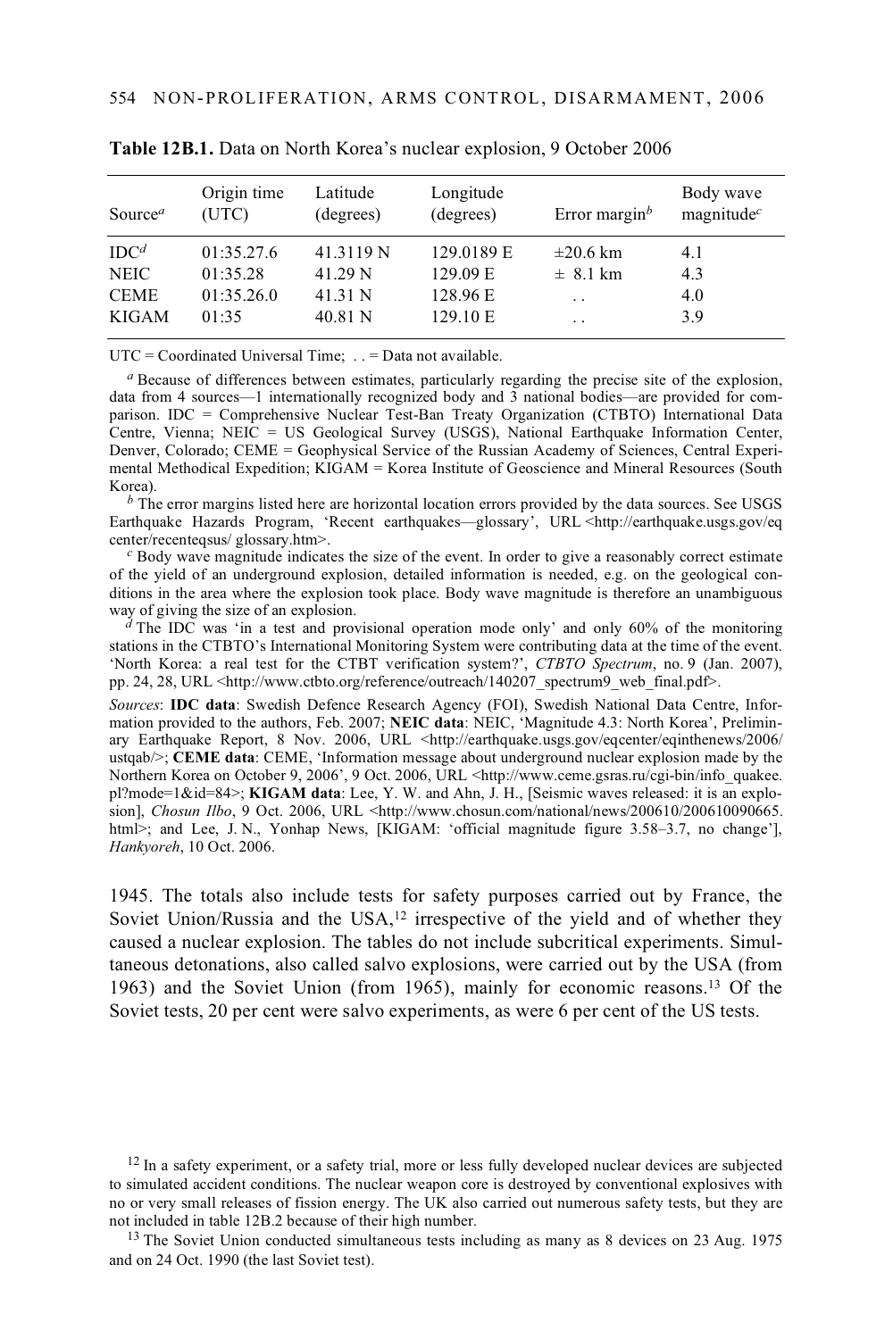**Table 12B.1.** Data on North Korea's nuclear explosion, 9 October 2006

| Source[a] | Origin time (UTC) | Latitude (degrees) | Longitude (degrees) | Error margin[b] | Body wave magnitude[c] |
|---|---|---|---|---|---|
| IDC[d] | 01:35.27.6 | 41.3119 N | 129.0189 E | ±20.6 km | 4.1 |
| NEIC | 01:35.28 | 41.29 N | 129.09 E | ± 8.1 km | 4.3 |
| CEME | 01:35.26.0 | 41.31 N | 128.96 E | . . | 4.0 |
| KIGAM | 01:35 | 40.81 N | 129.10 E | . . | 3.9 |

UTC = Coordinated Universal Time; . . = Data not available.

[a] Because of differences between estimates, particularly regarding the precise site of the explosion, data from 4 sources—1 internationally recognized body and 3 national bodies—are provided for comparison. IDC = Comprehensive Nuclear Test-Ban Treaty Organization (CTBTO) International Data Centre, Vienna; NEIC = US Geological Survey (USGS), National Earthquake Information Center, Denver, Colorado; CEME = Geophysical Service of the Russian Academy of Sciences, Central Experimental Methodical Expedition; KIGAM = Korea Institute of Geoscience and Mineral Resources (South Korea).

[b] The error margins listed here are horizontal location errors provided by the data sources. See USGS Earthquake Hazards Program, 'Recent earthquakes—glossary', URL <http://earthquake.usgs.gov/eq center/recenteqsus/ glossary.htm>.

[c] Body wave magnitude indicates the size of the event. In order to give a reasonably correct estimate of the yield of an underground explosion, detailed information is needed, e.g. on the geological conditions in the area where the explosion took place. Body wave magnitude is therefore an unambiguous way of giving the size of an explosion.

[d] The IDC was 'in a test and provisional operation mode only' and only 60% of the monitoring stations in the CTBTO's International Monitoring System were contributing data at the time of the event. 'North Korea: a real test for the CTBT verification system?', *CTBTO Spectrum*, no. 9 (Jan. 2007), pp. 24, 28, URL <http://www.ctbto.org/reference/outreach/140207_spectrum9_web_final.pdf>.

*Sources*: **IDC data**: Swedish Defence Research Agency (FOI), Swedish National Data Centre, Information provided to the authors, Feb. 2007; **NEIC data**: NEIC, 'Magnitude 4.3: North Korea', Preliminary Earthquake Report, 8 Nov. 2006, URL <http://earthquake.usgs.gov/eqcenter/eqinthenews/2006/ ustqab/>; **CEME data**: CEME, 'Information message about underground nuclear explosion made by the Northern Korea on October 9, 2006', 9 Oct. 2006, URL <http://www.ceme.gsras.ru/cgi-bin/info_quakee. pl?mode=1&id=84>; **KIGAM data**: Lee, Y. W. and Ahn, J. H., [Seismic waves released: it is an explosion], *Chosun Ilbo*, 9 Oct. 2006, URL <http://www.chosun.com/national/news/200610/200610090665. html>; and Lee, J. N., Yonhap News, [KIGAM: 'official magnitude figure 3.58–3.7, no change'], *Hankyoreh*, 10 Oct. 2006.

1945. The totals also include tests for safety purposes carried out by France, the Soviet Union/Russia and the USA,[12] irrespective of the yield and of whether they caused a nuclear explosion. The tables do not include subcritical experiments. Simultaneous detonations, also called salvo explosions, were carried out by the USA (from 1963) and the Soviet Union (from 1965), mainly for economic reasons.[13] Of the Soviet tests, 20 per cent were salvo experiments, as were 6 per cent of the US tests.

[12] In a safety experiment, or a safety trial, more or less fully developed nuclear devices are subjected to simulated accident conditions. The nuclear weapon core is destroyed by conventional explosives with no or very small releases of fission energy. The UK also carried out numerous safety tests, but they are not included in table 12B.2 because of their high number.

[13] The Soviet Union conducted simultaneous tests including as many as 8 devices on 23 Aug. 1975 and on 24 Oct. 1990 (the last Soviet test).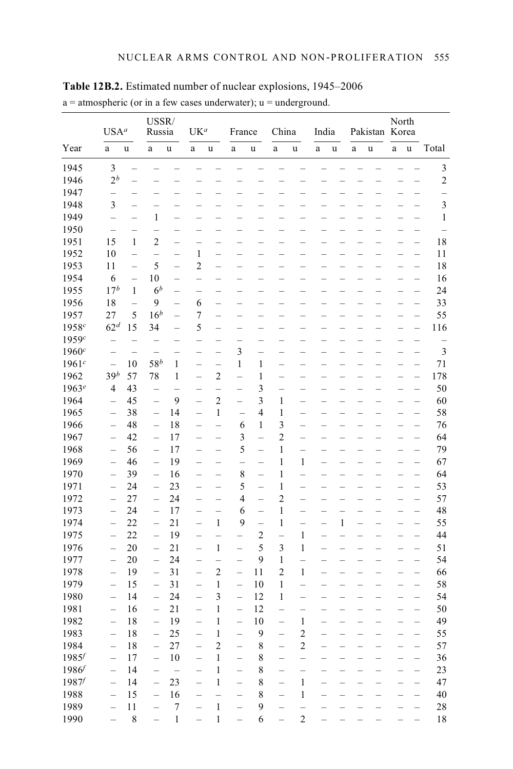**Table 12B.2.** Estimated number of nuclear explosions, 1945–2006

a = atmospheric (or in a few cases underwater); u = underground.

| | USA[a] | | USSR/ Russia | | UK[a] | | France | | China | | India | | Pakistan | | North Korea | | |
|---|---|---|---|---|---|---|---|---|---|---|---|---|---|---|---|---|---|
| Year | a | u | a | u | a | u | a | u | a | u | a | u | a | u | a | u | Total |
| 1945 | 3 | – | – | – | – | – | – | – | – | – | – | – | – | – | – | – | 3 |
| 1946 | 2[b] | – | – | – | – | – | – | – | – | – | – | – | – | – | – | – | 2 |
| 1947 | – | – | – | – | – | – | – | – | – | – | – | – | – | – | – | – | – |
| 1948 | 3 | – | – | – | – | – | – | – | – | – | – | – | – | – | – | – | 3 |
| 1949 | – | – | 1 | – | – | – | – | – | – | – | – | – | – | – | – | – | 1 |
| 1950 | – | – | – | – | – | – | – | – | – | – | – | – | – | – | – | – | – |
| 1951 | 15 | 1 | 2 | – | – | – | – | – | – | – | – | – | – | – | – | – | 18 |
| 1952 | 10 | – | – | – | 1 | – | – | – | – | – | – | – | – | – | – | – | 11 |
| 1953 | 11 | – | 5 | – | 2 | – | – | – | – | – | – | – | – | – | – | – | 18 |
| 1954 | 6 | – | 10 | – | – | – | – | – | – | – | – | – | – | – | – | – | 16 |
| 1955 | 17[b] | 1 | 6[b] | – | – | – | – | – | – | – | – | – | – | – | – | – | 24 |
| 1956 | 18 | – | 9 | – | 6 | – | – | – | – | – | – | – | – | – | – | – | 33 |
| 1957 | 27 | 5 | 16[b] | – | 7 | – | – | – | – | – | – | – | – | – | – | – | 55 |
| 1958[c] | 62[d] | 15 | 34 | – | 5 | – | – | – | – | – | – | – | – | – | – | – | 116 |
| 1959[c] | – | – | – | – | – | – | – | – | – | – | – | – | – | – | – | – | – |
| 1960[c] | – | – | – | – | – | – | 3 | – | – | – | – | – | – | – | – | – | 3 |
| 1961[c] | – | 10 | 58[b] | 1 | – | – | 1 | 1 | – | – | – | – | – | – | – | – | 71 |
| 1962 | 39[b] | 57 | 78 | 1 | – | 2 | – | 1 | – | – | – | – | – | – | – | – | 178 |
| 1963[e] | 4 | 43 | – | – | – | – | – | 3 | – | – | – | – | – | – | – | – | 50 |
| 1964 | – | 45 | – | 9 | – | 2 | – | 3 | 1 | – | – | – | – | – | – | – | 60 |
| 1965 | – | 38 | – | 14 | – | 1 | – | 4 | 1 | – | – | – | – | – | – | – | 58 |
| 1966 | – | 48 | – | 18 | – | – | 6 | 1 | 3 | – | – | – | – | – | – | – | 76 |
| 1967 | – | 42 | – | 17 | – | – | 3 | – | 2 | – | – | – | – | – | – | – | 64 |
| 1968 | – | 56 | – | 17 | – | – | 5 | – | 1 | – | – | – | – | – | – | – | 79 |
| 1969 | – | 46 | – | 19 | – | – | – | – | 1 | 1 | – | – | – | – | – | – | 67 |
| 1970 | – | 39 | – | 16 | – | – | 8 | – | 1 | – | – | – | – | – | – | – | 64 |
| 1971 | – | 24 | – | 23 | – | – | 5 | – | 1 | – | – | – | – | – | – | – | 53 |
| 1972 | – | 27 | – | 24 | – | – | 4 | – | 2 | – | – | – | – | – | – | – | 57 |
| 1973 | – | 24 | – | 17 | – | – | 6 | – | 1 | – | – | – | – | – | – | – | 48 |
| 1974 | – | 22 | – | 21 | – | 1 | 9 | – | 1 | – | – | 1 | – | – | – | – | 55 |
| 1975 | – | 22 | – | 19 | – | – | – | 2 | – | 1 | – | – | – | – | – | – | 44 |
| 1976 | – | 20 | – | 21 | – | 1 | – | 5 | 3 | 1 | – | – | – | – | – | – | 51 |
| 1977 | – | 20 | – | 24 | – | – | – | 9 | 1 | – | – | – | – | – | – | – | 54 |
| 1978 | – | 19 | – | 31 | – | 2 | – | 11 | 2 | 1 | – | – | – | – | – | – | 66 |
| 1979 | – | 15 | – | 31 | – | 1 | – | 10 | 1 | – | – | – | – | – | – | – | 58 |
| 1980 | – | 14 | – | 24 | – | 3 | – | 12 | 1 | – | – | – | – | – | – | – | 54 |
| 1981 | – | 16 | – | 21 | – | 1 | – | 12 | – | – | – | – | – | – | – | – | 50 |
| 1982 | – | 18 | – | 19 | – | 1 | – | 10 | – | 1 | – | – | – | – | – | – | 49 |
| 1983 | – | 18 | – | 25 | – | 1 | – | 9 | – | 2 | – | – | – | – | – | – | 55 |
| 1984 | – | 18 | – | 27 | – | 2 | – | 8 | – | 2 | – | – | – | – | – | – | 57 |
| 1985[f] | – | 17 | – | 10 | – | 1 | – | 8 | – | – | – | – | – | – | – | – | 36 |
| 1986[f] | – | 14 | – | – | – | 1 | – | 8 | – | – | – | – | – | – | – | – | 23 |
| 1987[f] | – | 14 | – | 23 | – | 1 | – | 8 | – | 1 | – | – | – | – | – | – | 47 |
| 1988 | – | 15 | – | 16 | – | – | – | 8 | – | 1 | – | – | – | – | – | – | 40 |
| 1989 | – | 11 | – | 7 | – | 1 | – | 9 | – | – | – | – | – | – | – | – | 28 |
| 1990 | – | 8 | – | 1 | – | 1 | – | 6 | – | 2 | – | – | – | – | – | – | 18 |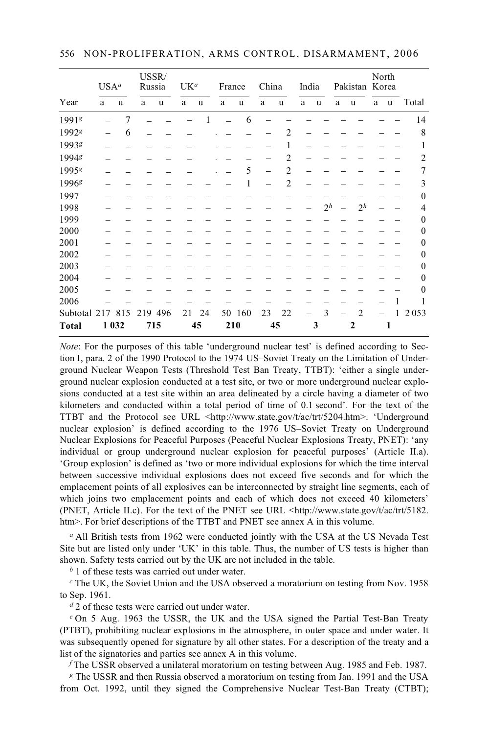| Year | USA[a] | | USSR/ Russia | | UK[a] | | France | | China | | India | | Pakistan | | North Korea | | Total |
|---|---|---|---|---|---|---|---|---|---|---|---|---|---|---|---|---|---|
| | a | u | a | u | a | u | a | u | a | u | a | u | a | u | a | u | |
| 1991[g] | – | 7 | – | – | – | 1 | – | 6 | – | – | – | – | – | – | – | – | 14 |
| 1992[g] | – | 6 | – | – | – | | – | – | – | 2 | – | – | – | – | – | – | 8 |
| 1993[g] | – | – | – | – | – | | – | – | – | 1 | – | – | – | – | – | – | 1 |
| 1994[g] | – | – | – | – | – | | – | – | – | 2 | – | – | – | – | – | – | 2 |
| 1995[g] | – | – | – | – | – | | – | 5 | – | 2 | – | – | – | – | – | – | 7 |
| 1996[g] | – | – | – | – | – | – | – | 1 | – | 2 | – | – | – | – | – | – | 3 |
| 1997 | – | – | – | – | – | – | – | – | – | – | – | – | – | – | – | – | 0 |
| 1998 | – | – | – | – | – | – | – | – | – | – | – | 2[h] | – | 2[h] | – | – | 4 |
| 1999 | – | – | – | – | – | – | – | – | – | – | – | – | – | – | – | – | 0 |
| 2000 | – | – | – | – | – | – | – | – | – | – | – | – | – | – | – | – | 0 |
| 2001 | – | – | – | – | – | – | – | – | – | – | – | – | – | – | – | – | 0 |
| 2002 | – | – | – | – | – | – | – | – | – | – | – | – | – | – | – | – | 0 |
| 2003 | – | – | – | – | – | – | – | – | – | – | – | – | – | – | – | – | 0 |
| 2004 | – | – | – | – | – | – | – | – | – | – | – | – | – | – | – | – | 0 |
| 2005 | – | – | – | – | – | – | – | – | – | – | – | – | – | – | – | – | 0 |
| 2006 | – | – | – | – | – | – | – | – | – | – | – | – | – | – | – | 1 | 1 |
| Subtotal | 217 | 815 | 219 | 496 | 21 | 24 | 50 | 160 | 23 | 22 | – | 3 | – | 2 | – | 1 | 2 053 |
| **Total** | **1 032** | | **715** | | **45** | | **210** | | **45** | | **3** | | **2** | | **1** | | |

*Note*: For the purposes of this table 'underground nuclear test' is defined according to Section I, para. 2 of the 1990 Protocol to the 1974 US–Soviet Treaty on the Limitation of Underground Nuclear Weapon Tests (Threshold Test Ban Treaty, TTBT): 'either a single underground nuclear explosion conducted at a test site, or two or more underground nuclear explosions conducted at a test site within an area delineated by a circle having a diameter of two kilometers and conducted within a total period of time of 0.1 second'. For the text of the TTBT and the Protocol see URL <http://www.state.gov/t/ac/trt/5204.htm>. 'Underground nuclear explosion' is defined according to the 1976 US–Soviet Treaty on Underground Nuclear Explosions for Peaceful Purposes (Peaceful Nuclear Explosions Treaty, PNET): 'any individual or group underground nuclear explosion for peaceful purposes' (Article II.a). 'Group explosion' is defined as 'two or more individual explosions for which the time interval between successive individual explosions does not exceed five seconds and for which the emplacement points of all explosives can be interconnected by straight line segments, each of which joins two emplacement points and each of which does not exceed 40 kilometers' (PNET, Article II.c). For the text of the PNET see URL <http://www.state.gov/t/ac/trt/5182.htm>. For brief descriptions of the TTBT and PNET see annex A in this volume.

[a] All British tests from 1962 were conducted jointly with the USA at the US Nevada Test Site but are listed only under 'UK' in this table. Thus, the number of US tests is higher than shown. Safety tests carried out by the UK are not included in the table.

[b] 1 of these tests was carried out under water.

[c] The UK, the Soviet Union and the USA observed a moratorium on testing from Nov. 1958 to Sep. 1961.

[d] 2 of these tests were carried out under water.

[e] On 5 Aug. 1963 the USSR, the UK and the USA signed the Partial Test-Ban Treaty (PTBT), prohibiting nuclear explosions in the atmosphere, in outer space and under water. It was subsequently opened for signature by all other states. For a description of the treaty and a list of the signatories and parties see annex A in this volume.

[f] The USSR observed a unilateral moratorium on testing between Aug. 1985 and Feb. 1987.

[g] The USSR and then Russia observed a moratorium on testing from Jan. 1991 and the USA from Oct. 1992, until they signed the Comprehensive Nuclear Test-Ban Treaty (CTBT);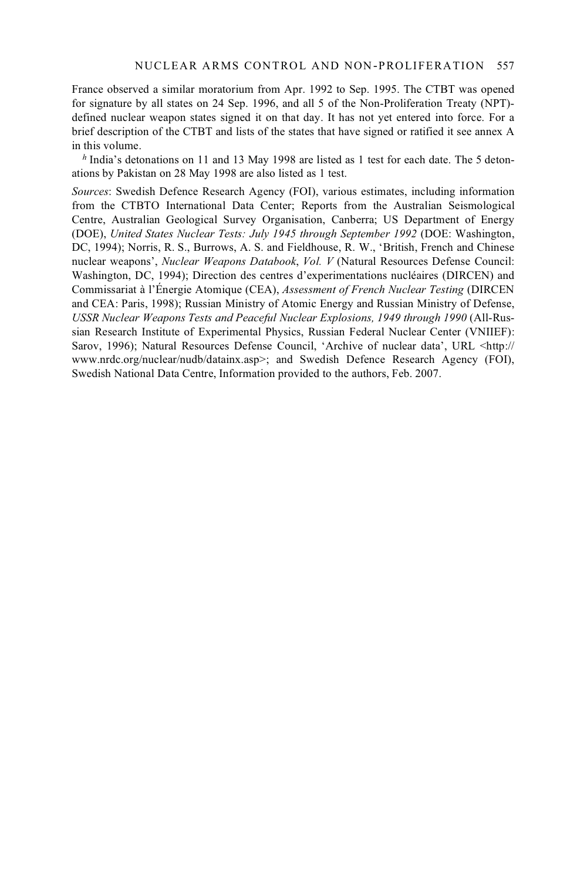France observed a similar moratorium from Apr. 1992 to Sep. 1995. The CTBT was opened for signature by all states on 24 Sep. 1996, and all 5 of the Non-Proliferation Treaty (NPT)-defined nuclear weapon states signed it on that day. It has not yet entered into force. For a brief description of the CTBT and lists of the states that have signed or ratified it see annex A in this volume.

[h] India's detonations on 11 and 13 May 1998 are listed as 1 test for each date. The 5 detonations by Pakistan on 28 May 1998 are also listed as 1 test.

*Sources*: Swedish Defence Research Agency (FOI), various estimates, including information from the CTBTO International Data Center; Reports from the Australian Seismological Centre, Australian Geological Survey Organisation, Canberra; US Department of Energy (DOE), *United States Nuclear Tests: July 1945 through September 1992* (DOE: Washington, DC, 1994); Norris, R. S., Burrows, A. S. and Fieldhouse, R. W., 'British, French and Chinese nuclear weapons', *Nuclear Weapons Databook*, *Vol. V* (Natural Resources Defense Council: Washington, DC, 1994); Direction des centres d'experimentations nucléaires (DIRCEN) and Commissariat à l'Énergie Atomique (CEA), *Assessment of French Nuclear Testing* (DIRCEN and CEA: Paris, 1998); Russian Ministry of Atomic Energy and Russian Ministry of Defense, *USSR Nuclear Weapons Tests and Peaceful Nuclear Explosions, 1949 through 1990* (All-Russian Research Institute of Experimental Physics, Russian Federal Nuclear Center (VNIIEF): Sarov, 1996); Natural Resources Defense Council, 'Archive of nuclear data', URL <http://www.nrdc.org/nuclear/nudb/datainx.asp>; and Swedish Defence Research Agency (FOI), Swedish National Data Centre, Information provided to the authors, Feb. 2007.